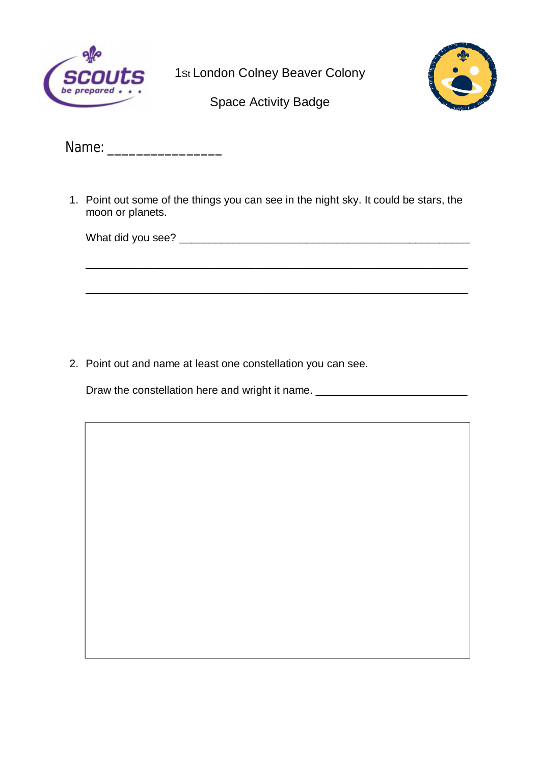1st London Colney Beaver Colony

Space Activity Badge

Name: _______________

1. Point out some of the things you can see in the night sky. It could be stars, the moon or planets.

   What did you see? ______________________________________________

   ______________________________________________________________

   ______________________________________________________________

2. Point out and name at least one constellation you can see.

   Draw the constellation here and wright it name. ________________________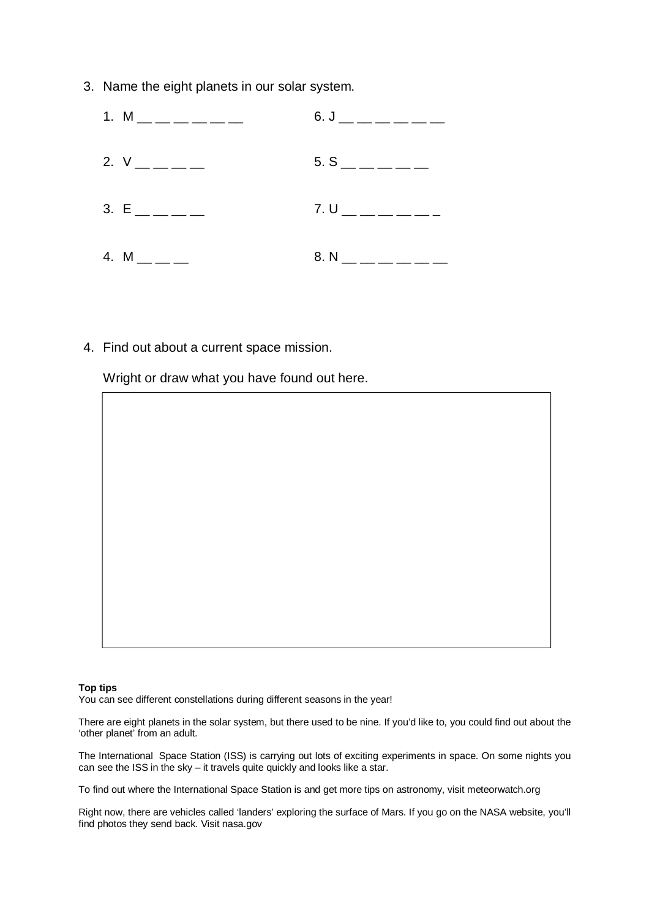3. Name the eight planets in our solar system.

1. M __ __ __ __ __ __ 6. J __ __ __ __ __ __

2. V __ __ __ __ 5. S __ __ __ __ __

3. E __ __ __ __ 7. U __ __ __ __ __ _

4. M __ __ __ 8. N __ __ __ __ __ __

4. Find out about a current space mission.

Wright or draw what you have found out here.

**Top tips**

You can see different constellations during different seasons in the year!

There are eight planets in the solar system, but there used to be nine. If you'd like to, you could find out about the 'other planet' from an adult.

The International Space Station (ISS) is carrying out lots of exciting experiments in space. On some nights you can see the ISS in the sky – it travels quite quickly and looks like a star.

To find out where the International Space Station is and get more tips on astronomy, visit meteorwatch.org

Right now, there are vehicles called 'landers' exploring the surface of Mars. If you go on the NASA website, you'll find photos they send back. Visit nasa.gov